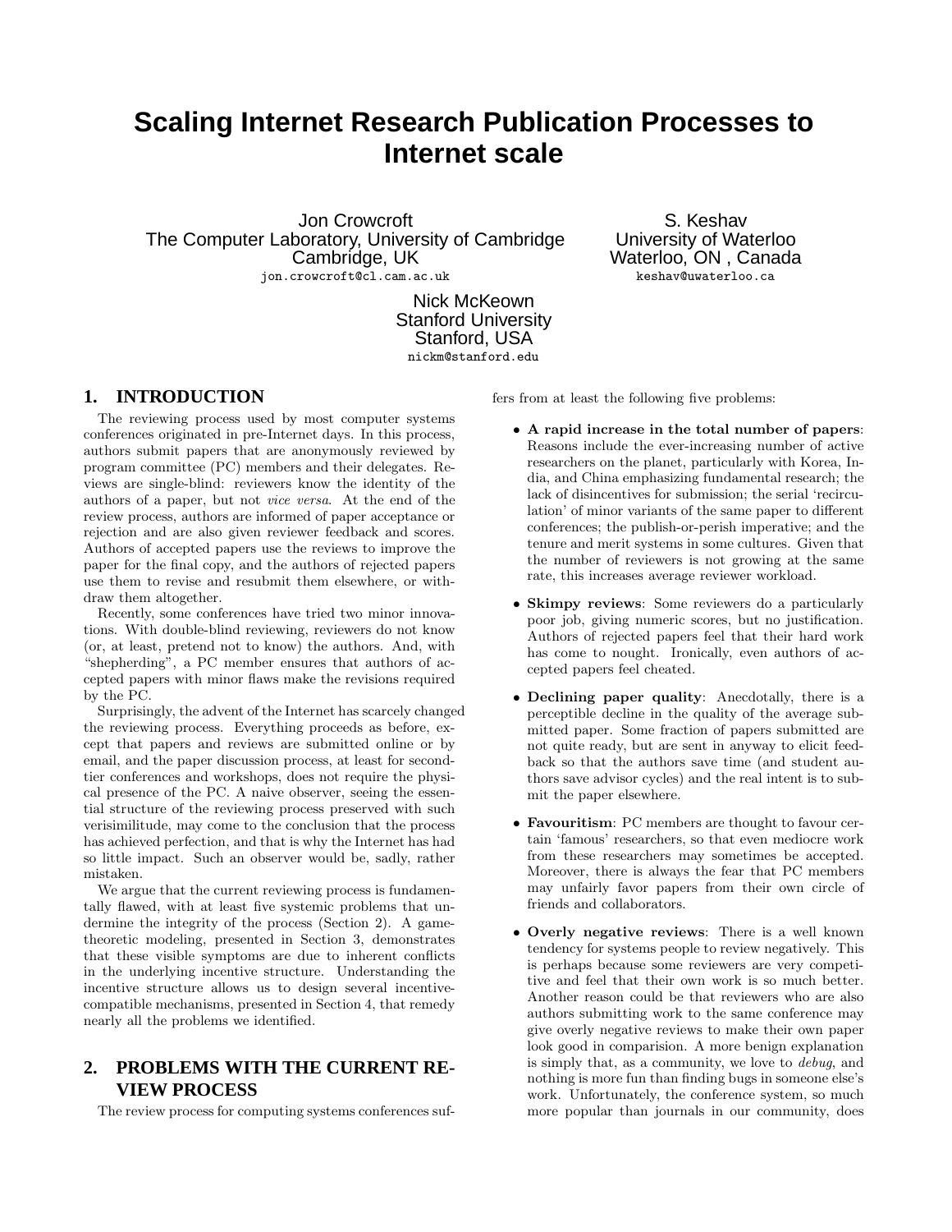# Scaling Internet Research Publication Processes to Internet scale

Jon Crowcroft
The Computer Laboratory, University of Cambridge
Cambridge, UK
jon.crowcroft@cl.cam.ac.uk

S. Keshav
University of Waterloo
Waterloo, ON , Canada
keshav@uwaterloo.ca

Nick McKeown
Stanford University
Stanford, USA
nickm@stanford.edu

## 1. INTRODUCTION

The reviewing process used by most computer systems conferences originated in pre-Internet days. In this process, authors submit papers that are anonymously reviewed by program committee (PC) members and their delegates. Reviews are single-blind: reviewers know the identity of the authors of a paper, but not *vice versa*. At the end of the review process, authors are informed of paper acceptance or rejection and are also given reviewer feedback and scores. Authors of accepted papers use the reviews to improve the paper for the final copy, and the authors of rejected papers use them to revise and resubmit them elsewhere, or withdraw them altogether.

Recently, some conferences have tried two minor innovations. With double-blind reviewing, reviewers do not know (or, at least, pretend not to know) the authors. And, with "shepherding", a PC member ensures that authors of accepted papers with minor flaws make the revisions required by the PC.

Surprisingly, the advent of the Internet has scarcely changed the reviewing process. Everything proceeds as before, except that papers and reviews are submitted online or by email, and the paper discussion process, at least for second-tier conferences and workshops, does not require the physical presence of the PC. A naive observer, seeing the essential structure of the reviewing process preserved with such verisimilitude, may come to the conclusion that the process has achieved perfection, and that is why the Internet has had so little impact. Such an observer would be, sadly, rather mistaken.

We argue that the current reviewing process is fundamentally flawed, with at least five systemic problems that undermine the integrity of the process (Section 2). A game-theoretic modeling, presented in Section 3, demonstrates that these visible symptoms are due to inherent conflicts in the underlying incentive structure. Understanding the incentive structure allows us to design several incentive-compatible mechanisms, presented in Section 4, that remedy nearly all the problems we identified.

## 2. PROBLEMS WITH THE CURRENT REVIEW PROCESS

The review process for computing systems conferences suffers from at least the following five problems:

- **A rapid increase in the total number of papers**: Reasons include the ever-increasing number of active researchers on the planet, particularly with Korea, India, and China emphasizing fundamental research; the lack of disincentives for submission; the serial 'recirculation' of minor variants of the same paper to different conferences; the publish-or-perish imperative; and the tenure and merit systems in some cultures. Given that the number of reviewers is not growing at the same rate, this increases average reviewer workload.

- **Skimpy reviews**: Some reviewers do a particularly poor job, giving numeric scores, but no justification. Authors of rejected papers feel that their hard work has come to nought. Ironically, even authors of accepted papers feel cheated.

- **Declining paper quality**: Anecdotally, there is a perceptible decline in the quality of the average submitted paper. Some fraction of papers submitted are not quite ready, but are sent in anyway to elicit feedback so that the authors save time (and student authors save advisor cycles) and the real intent is to submit the paper elsewhere.

- **Favouritism**: PC members are thought to favour certain 'famous' researchers, so that even mediocre work from these researchers may sometimes be accepted. Moreover, there is always the fear that PC members may unfairly favor papers from their own circle of friends and collaborators.

- **Overly negative reviews**: There is a well known tendency for systems people to review negatively. This is perhaps because some reviewers are very competitive and feel that their own work is so much better. Another reason could be that reviewers who are also authors submitting work to the same conference may give overly negative reviews to make their own paper look good in comparision. A more benign explanation is simply that, as a community, we love to *debug*, and nothing is more fun than finding bugs in someone else's work. Unfortunately, the conference system, so much more popular than journals in our community, does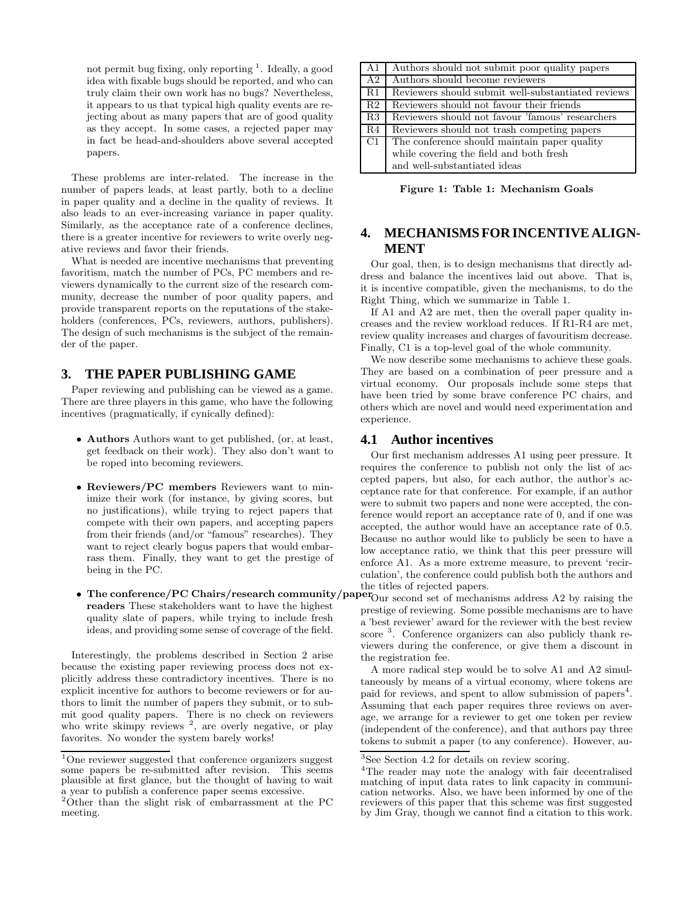not permit bug fixing, only reporting [1]. Ideally, a good idea with fixable bugs should be reported, and who can truly claim their own work has no bugs? Nevertheless, it appears to us that typical high quality events are rejecting about as many papers that are of good quality as they accept. In some cases, a rejected paper may in fact be head-and-shoulders above several accepted papers.

These problems are inter-related. The increase in the number of papers leads, at least partly, both to a decline in paper quality and a decline in the quality of reviews. It also leads to an ever-increasing variance in paper quality. Similarly, as the acceptance rate of a conference declines, there is a greater incentive for reviewers to write overly negative reviews and favor their friends.

What is needed are incentive mechanisms that preventing favoritism, match the number of PCs, PC members and reviewers dynamically to the current size of the research community, decrease the number of poor quality papers, and provide transparent reports on the reputations of the stakeholders (conferences, PCs, reviewers, authors, publishers). The design of such mechanisms is the subject of the remainder of the paper.

## 3. THE PAPER PUBLISHING GAME

Paper reviewing and publishing can be viewed as a game. There are three players in this game, who have the following incentives (pragmatically, if cynically defined):

- **Authors** Authors want to get published, (or, at least, get feedback on their work). They also don't want to be roped into becoming reviewers.
- **Reviewers/PC members** Reviewers want to minimize their work (for instance, by giving scores, but no justifications), while trying to reject papers that compete with their own papers, and accepting papers from their friends (and/or "famous" researches). They want to reject clearly bogus papers that would embarrass them. Finally, they want to get the prestige of being in the PC.
- **The conference/PC Chairs/research community/paper readers** These stakeholders want to have the highest quality slate of papers, while trying to include fresh ideas, and providing some sense of coverage of the field.

Interestingly, the problems described in Section 2 arise because the existing paper reviewing process does not explicitly address these contradictory incentives. There is no explicit incentive for authors to become reviewers or for authors to limit the number of papers they submit, or to submit good quality papers. There is no check on reviewers who write skimpy reviews [2], are overly negative, or play favorites. No wonder the system barely works!

[1] One reviewer suggested that conference organizers suggest some papers be re-submitted after revision. This seems plausible at first glance, but the thought of having to wait a year to publish a conference paper seems excessive.

[2] Other than the slight risk of embarrassment at the PC meeting.

| | |
|---|---|
| A1 | Authors should not submit poor quality papers |
| A2 | Authors should become reviewers |
| R1 | Reviewers should submit well-substantiated reviews |
| R2 | Reviewers should not favour their friends |
| R3 | Reviewers should not favour 'famous' researchers |
| R4 | Reviewers should not trash competing papers |
| C1 | The conference should maintain paper quality while covering the field and both fresh and well-substantiated ideas |

**Figure 1: Table 1: Mechanism Goals**

## 4. MECHANISMS FOR INCENTIVE ALIGNMENT

Our goal, then, is to design mechanisms that directly address and balance the incentives laid out above. That is, it is incentive compatible, given the mechanisms, to do the Right Thing, which we summarize in Table 1.

If A1 and A2 are met, then the overall paper quality increases and the review workload reduces. If R1-R4 are met, review quality increases and charges of favouritism decrease. Finally, C1 is a top-level goal of the whole community.

We now describe some mechanisms to achieve these goals. They are based on a combination of peer pressure and a virtual economy. Our proposals include some steps that have been tried by some brave conference PC chairs, and others which are novel and would need experimentation and experience.

### 4.1 Author incentives

Our first mechanism addresses A1 using peer pressure. It requires the conference to publish not only the list of accepted papers, but also, for each author, the author's acceptance rate for that conference. For example, if an author were to submit two papers and none were accepted, the conference would report an acceptance rate of 0, and if one was accepted, the author would have an acceptance rate of 0.5. Because no author would like to publicly be seen to have a low acceptance ratio, we think that this peer pressure will enforce A1. As a more extreme measure, to prevent 'recirculation', the conference could publish both the authors and the titles of rejected papers.

Our second set of mechanisms address A2 by raising the prestige of reviewing. Some possible mechanisms are to have a 'best reviewer' award for the reviewer with the best review score [3]. Conference organizers can also publicly thank reviewers during the conference, or give them a discount in the registration fee.

A more radical step would be to solve A1 and A2 simultaneously by means of a virtual economy, where tokens are paid for reviews, and spent to allow submission of papers[4]. Assuming that each paper requires three reviews on average, we arrange for a reviewer to get one token per review (independent of the conference), and that authors pay three tokens to submit a paper (to any conference). However, au-

[3] See Section 4.2 for details on review scoring.

[4] The reader may note the analogy with fair decentralised matching of input data rates to link capacity in communication networks. Also, we have been informed by one of the reviewers of this paper that this scheme was first suggested by Jim Gray, though we cannot find a citation to this work.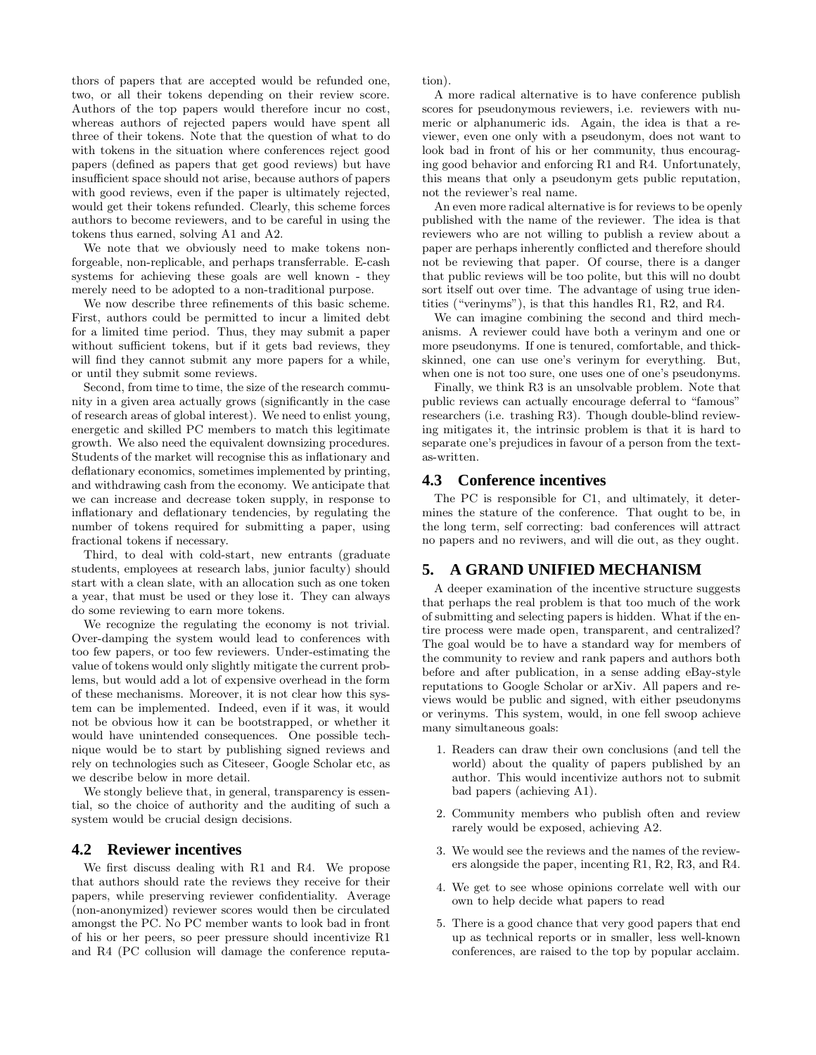thors of papers that are accepted would be refunded one, two, or all their tokens depending on their review score. Authors of the top papers would therefore incur no cost, whereas authors of rejected papers would have spent all three of their tokens. Note that the question of what to do with tokens in the situation where conferences reject good papers (defined as papers that get good reviews) but have insufficient space should not arise, because authors of papers with good reviews, even if the paper is ultimately rejected, would get their tokens refunded. Clearly, this scheme forces authors to become reviewers, and to be careful in using the tokens thus earned, solving A1 and A2.

We note that we obviously need to make tokens non-forgeable, non-replicable, and perhaps transferrable. E-cash systems for achieving these goals are well known - they merely need to be adopted to a non-traditional purpose.

We now describe three refinements of this basic scheme. First, authors could be permitted to incur a limited debt for a limited time period. Thus, they may submit a paper without sufficient tokens, but if it gets bad reviews, they will find they cannot submit any more papers for a while, or until they submit some reviews.

Second, from time to time, the size of the research community in a given area actually grows (significantly in the case of research areas of global interest). We need to enlist young, energetic and skilled PC members to match this legitimate growth. We also need the equivalent downsizing procedures. Students of the market will recognise this as inflationary and deflationary economics, sometimes implemented by printing, and withdrawing cash from the economy. We anticipate that we can increase and decrease token supply, in response to inflationary and deflationary tendencies, by regulating the number of tokens required for submitting a paper, using fractional tokens if necessary.

Third, to deal with cold-start, new entrants (graduate students, employees at research labs, junior faculty) should start with a clean slate, with an allocation such as one token a year, that must be used or they lose it. They can always do some reviewing to earn more tokens.

We recognize the regulating the economy is not trivial. Over-damping the system would lead to conferences with too few papers, or too few reviewers. Under-estimating the value of tokens would only slightly mitigate the current problems, but would add a lot of expensive overhead in the form of these mechanisms. Moreover, it is not clear how this system can be implemented. Indeed, even if it was, it would not be obvious how it can be bootstrapped, or whether it would have unintended consequences. One possible technique would be to start by publishing signed reviews and rely on technologies such as Citeseer, Google Scholar etc, as we describe below in more detail.

We stongly believe that, in general, transparency is essential, so the choice of authority and the auditing of such a system would be crucial design decisions.

### 4.2 Reviewer incentives

We first discuss dealing with R1 and R4. We propose that authors should rate the reviews they receive for their papers, while preserving reviewer confidentiality. Average (non-anonymized) reviewer scores would then be circulated amongst the PC. No PC member wants to look bad in front of his or her peers, so peer pressure should incentivize R1 and R4 (PC collusion will damage the conference reputation).

A more radical alternative is to have conference publish scores for pseudonymous reviewers, i.e. reviewers with numeric or alphanumeric ids. Again, the idea is that a reviewer, even one only with a pseudonym, does not want to look bad in front of his or her community, thus encouraging good behavior and enforcing R1 and R4. Unfortunately, this means that only a pseudonym gets public reputation, not the reviewer's real name.

An even more radical alternative is for reviews to be openly published with the name of the reviewer. The idea is that reviewers who are not willing to publish a review about a paper are perhaps inherently conflicted and therefore should not be reviewing that paper. Of course, there is a danger that public reviews will be too polite, but this will no doubt sort itself out over time. The advantage of using true identities ("verinyms"), is that this handles R1, R2, and R4.

We can imagine combining the second and third mechanisms. A reviewer could have both a verinym and one or more pseudonyms. If one is tenured, comfortable, and thick-skinned, one can use one's verinym for everything. But, when one is not too sure, one uses one of one's pseudonyms.

Finally, we think R3 is an unsolvable problem. Note that public reviews can actually encourage deferral to "famous" researchers (i.e. trashing R3). Though double-blind reviewing mitigates it, the intrinsic problem is that it is hard to separate one's prejudices in favour of a person from the text-as-written.

### 4.3 Conference incentives

The PC is responsible for C1, and ultimately, it determines the stature of the conference. That ought to be, in the long term, self correcting: bad conferences will attract no papers and no reviwers, and will die out, as they ought.

## 5. A GRAND UNIFIED MECHANISM

A deeper examination of the incentive structure suggests that perhaps the real problem is that too much of the work of submitting and selecting papers is hidden. What if the entire process were made open, transparent, and centralized? The goal would be to have a standard way for members of the community to review and rank papers and authors both before and after publication, in a sense adding eBay-style reputations to Google Scholar or arXiv. All papers and reviews would be public and signed, with either pseudonyms or verinyms. This system, would, in one fell swoop achieve many simultaneous goals:

1. Readers can draw their own conclusions (and tell the world) about the quality of papers published by an author. This would incentivize authors not to submit bad papers (achieving A1).
2. Community members who publish often and review rarely would be exposed, achieving A2.
3. We would see the reviews and the names of the reviewers alongside the paper, incenting R1, R2, R3, and R4.
4. We get to see whose opinions correlate well with our own to help decide what papers to read
5. There is a good chance that very good papers that end up as technical reports or in smaller, less well-known conferences, are raised to the top by popular acclaim.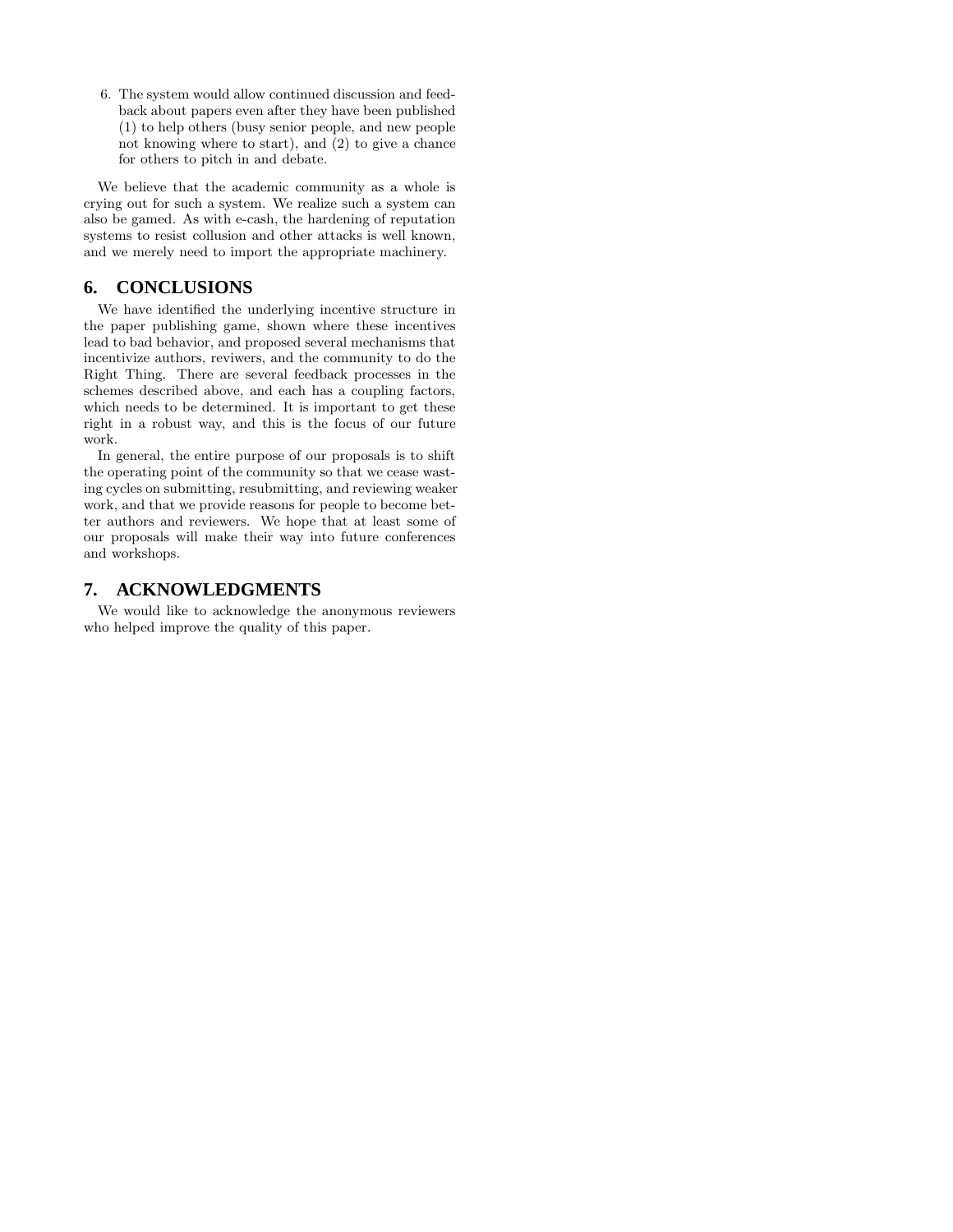6. The system would allow continued discussion and feedback about papers even after they have been published (1) to help others (busy senior people, and new people not knowing where to start), and (2) to give a chance for others to pitch in and debate.

We believe that the academic community as a whole is crying out for such a system. We realize such a system can also be gamed. As with e-cash, the hardening of reputation systems to resist collusion and other attacks is well known, and we merely need to import the appropriate machinery.

## 6. CONCLUSIONS

We have identified the underlying incentive structure in the paper publishing game, shown where these incentives lead to bad behavior, and proposed several mechanisms that incentivize authors, reviwers, and the community to do the Right Thing. There are several feedback processes in the schemes described above, and each has a coupling factors, which needs to be determined. It is important to get these right in a robust way, and this is the focus of our future work.

In general, the entire purpose of our proposals is to shift the operating point of the community so that we cease wasting cycles on submitting, resubmitting, and reviewing weaker work, and that we provide reasons for people to become better authors and reviewers. We hope that at least some of our proposals will make their way into future conferences and workshops.

## 7. ACKNOWLEDGMENTS

We would like to acknowledge the anonymous reviewers who helped improve the quality of this paper.